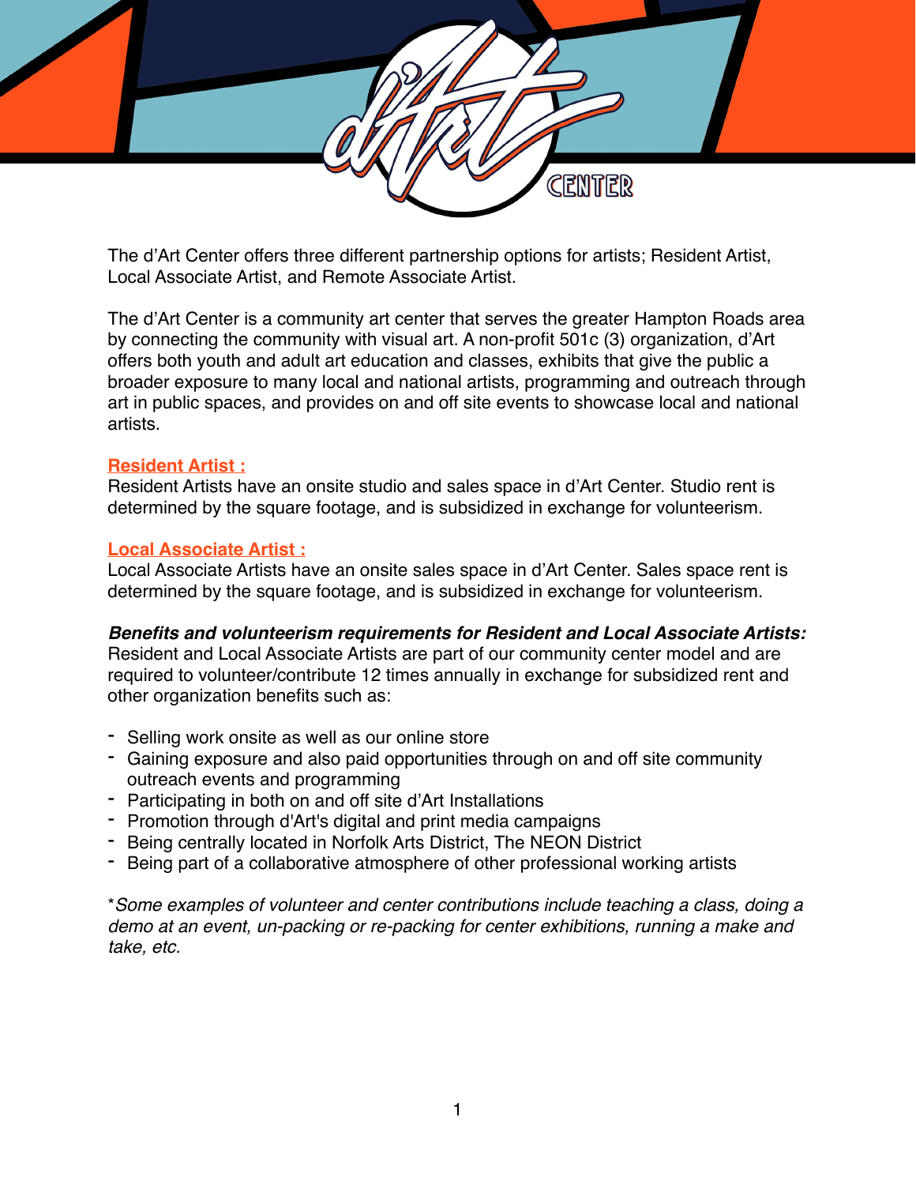The d'Art Center offers three different partnership options for artists; Resident Artist, Local Associate Artist, and Remote Associate Artist.

The d'Art Center is a community art center that serves the greater Hampton Roads area by connecting the community with visual art. A non-profit 501c (3) organization, d'Art offers both youth and adult art education and classes, exhibits that give the public a broader exposure to many local and national artists, programming and outreach through art in public spaces, and provides on and off site events to showcase local and national artists.

## Resident Artist :

Resident Artists have an onsite studio and sales space in d'Art Center. Studio rent is determined by the square footage, and is subsidized in exchange for volunteerism.

## Local Associate Artist :

Local Associate Artists have an onsite sales space in d'Art Center. Sales space rent is determined by the square footage, and is subsidized in exchange for volunteerism.

***Benefits and volunteerism requirements for Resident and Local Associate Artists:***

Resident and Local Associate Artists are part of our community center model and are required to volunteer/contribute 12 times annually in exchange for subsidized rent and other organization benefits such as:

- Selling work onsite as well as our online store
- Gaining exposure and also paid opportunities through on and off site community outreach events and programming
- Participating in both on and off site d'Art Installations
- Promotion through d'Art's digital and print media campaigns
- Being centrally located in Norfolk Arts District, The NEON District
- Being part of a collaborative atmosphere of other professional working artists

*\*Some examples of volunteer and center contributions include teaching a class, doing a demo at an event, un-packing or re-packing for center exhibitions, running a make and take, etc.*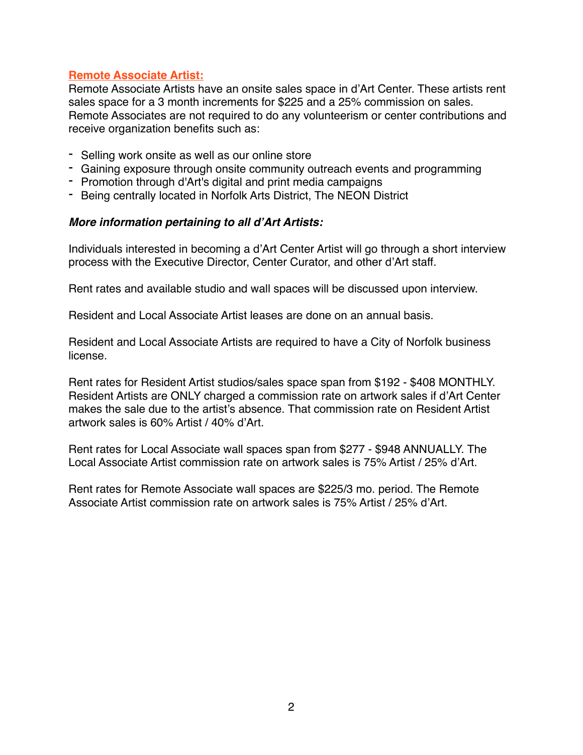## Remote Associate Artist:

Remote Associate Artists have an onsite sales space in d'Art Center. These artists rent sales space for a 3 month increments for $225 and a 25% commission on sales. Remote Associates are not required to do any volunteerism or center contributions and receive organization benefits such as:

- Selling work onsite as well as our online store
- Gaining exposure through onsite community outreach events and programming
- Promotion through d'Art's digital and print media campaigns
- Being centrally located in Norfolk Arts District, The NEON District

### *More information pertaining to all d'Art Artists:*

Individuals interested in becoming a d'Art Center Artist will go through a short interview process with the Executive Director, Center Curator, and other d'Art staff.

Rent rates and available studio and wall spaces will be discussed upon interview.

Resident and Local Associate Artist leases are done on an annual basis.

Resident and Local Associate Artists are required to have a City of Norfolk business license.

Rent rates for Resident Artist studios/sales space span from $192 - $408 MONTHLY. Resident Artists are ONLY charged a commission rate on artwork sales if d'Art Center makes the sale due to the artist's absence. That commission rate on Resident Artist artwork sales is 60% Artist / 40% d'Art.

Rent rates for Local Associate wall spaces span from $277 - $948 ANNUALLY. The Local Associate Artist commission rate on artwork sales is 75% Artist / 25% d'Art.

Rent rates for Remote Associate wall spaces are $225/3 mo. period. The Remote Associate Artist commission rate on artwork sales is 75% Artist / 25% d'Art.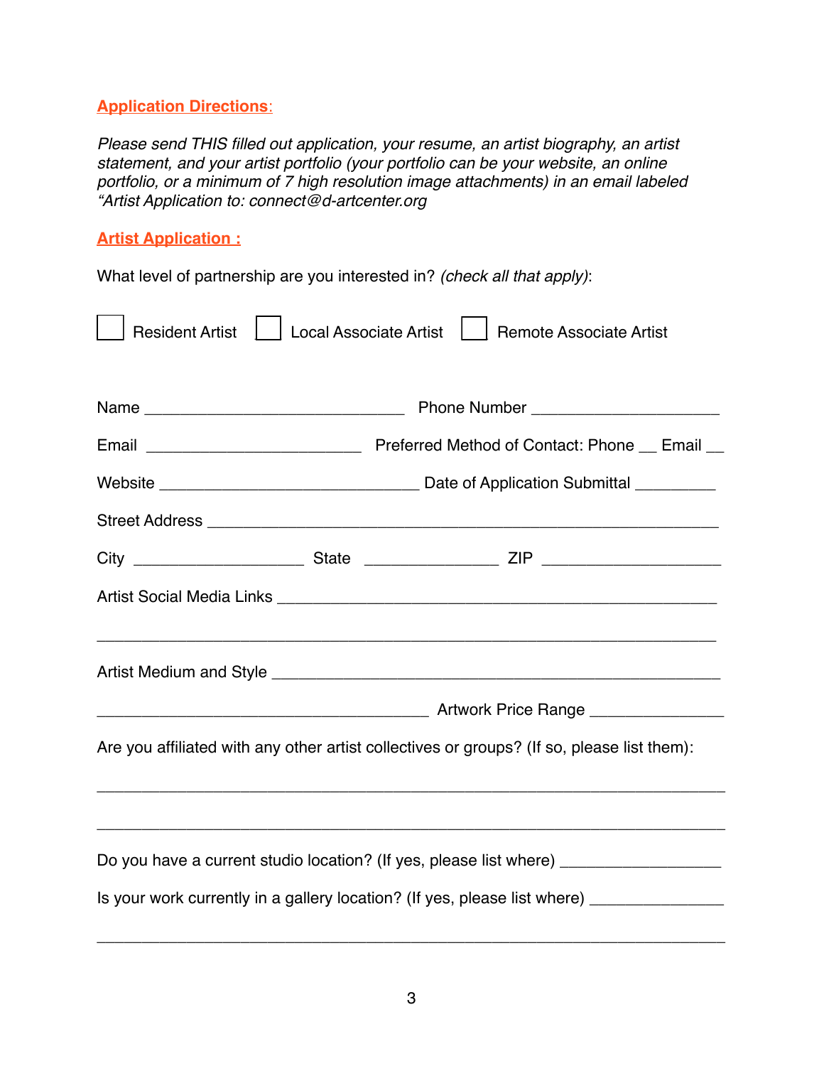## Application Directions:

*Please send THIS filled out application, your resume, an artist biography, an artist statement, and your artist portfolio (your portfolio can be your website, an online portfolio, or a minimum of 7 high resolution image attachments) in an email labeled "Artist Application to: connect@d-artcenter.org*

## Artist Application :

What level of partnership are you interested in? *(check all that apply)*:

☐ Resident Artist ☐ Local Associate Artist ☐ Remote Associate Artist

Name ______________________________ Phone Number _____________________

Email ________________________ Preferred Method of Contact: Phone __ Email __

Website _____________________________ Date of Application Submittal _________

Street Address _________________________________________________________

City ___________________ State _______________ ZIP ____________________

Artist Social Media Links _________________________________________________

______________________________________________________________________

Artist Medium and Style __________________________________________________

_____________________________________ Artwork Price Range _______________

Are you affiliated with any other artist collectives or groups? (If so, please list them):

______________________________________________________________________

______________________________________________________________________

Do you have a current studio location? (If yes, please list where) __________________

Is your work currently in a gallery location? (If yes, please list where) _______________

______________________________________________________________________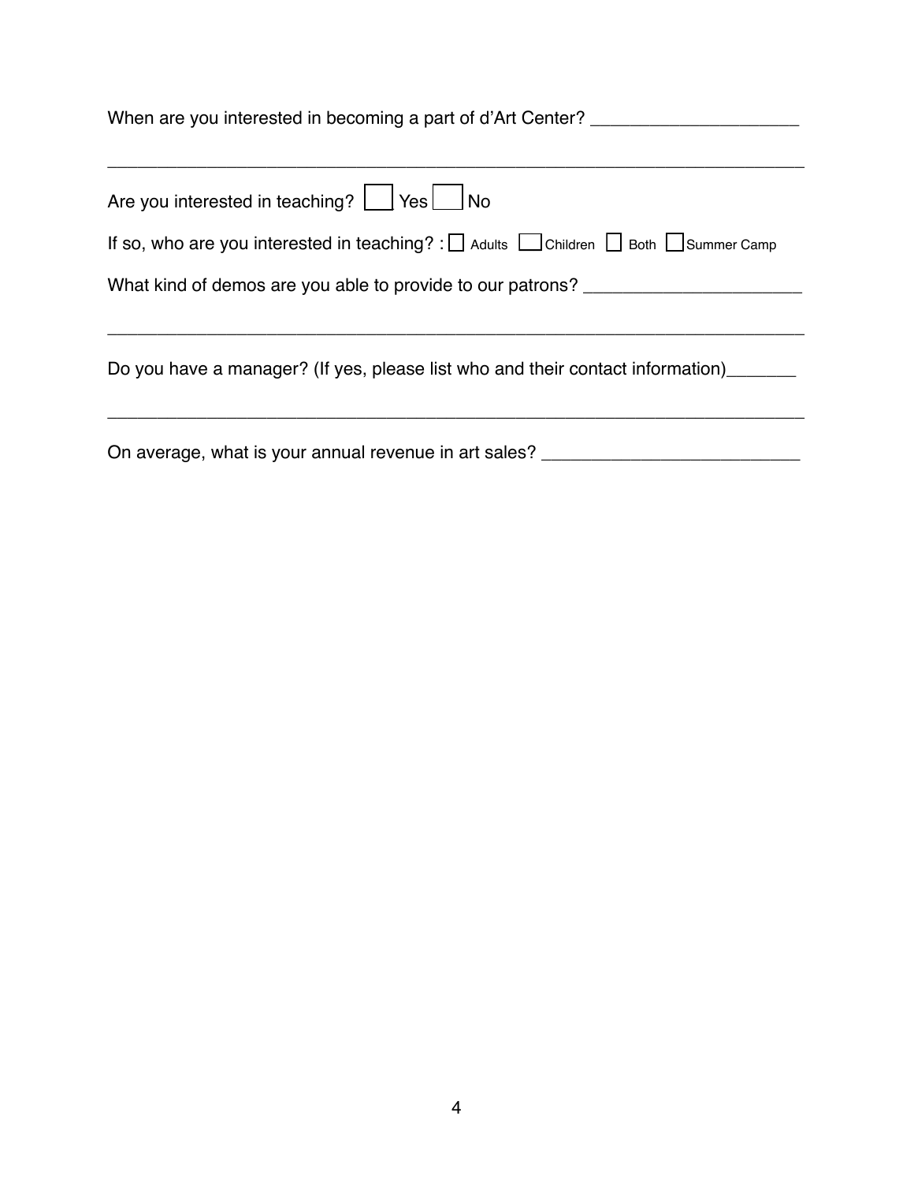When are you interested in becoming a part of d'Art Center? ____________________

______________________________________________________________________

Are you interested in teaching? ☐ Yes ☐ No

If so, who are you interested in teaching? : ☐ Adults ☐ Children ☐ Both ☐ Summer Camp

What kind of demos are you able to provide to our patrons? _____________________

______________________________________________________________________

Do you have a manager? (If yes, please list who and their contact information)_______

______________________________________________________________________

On average, what is your annual revenue in art sales? _________________________